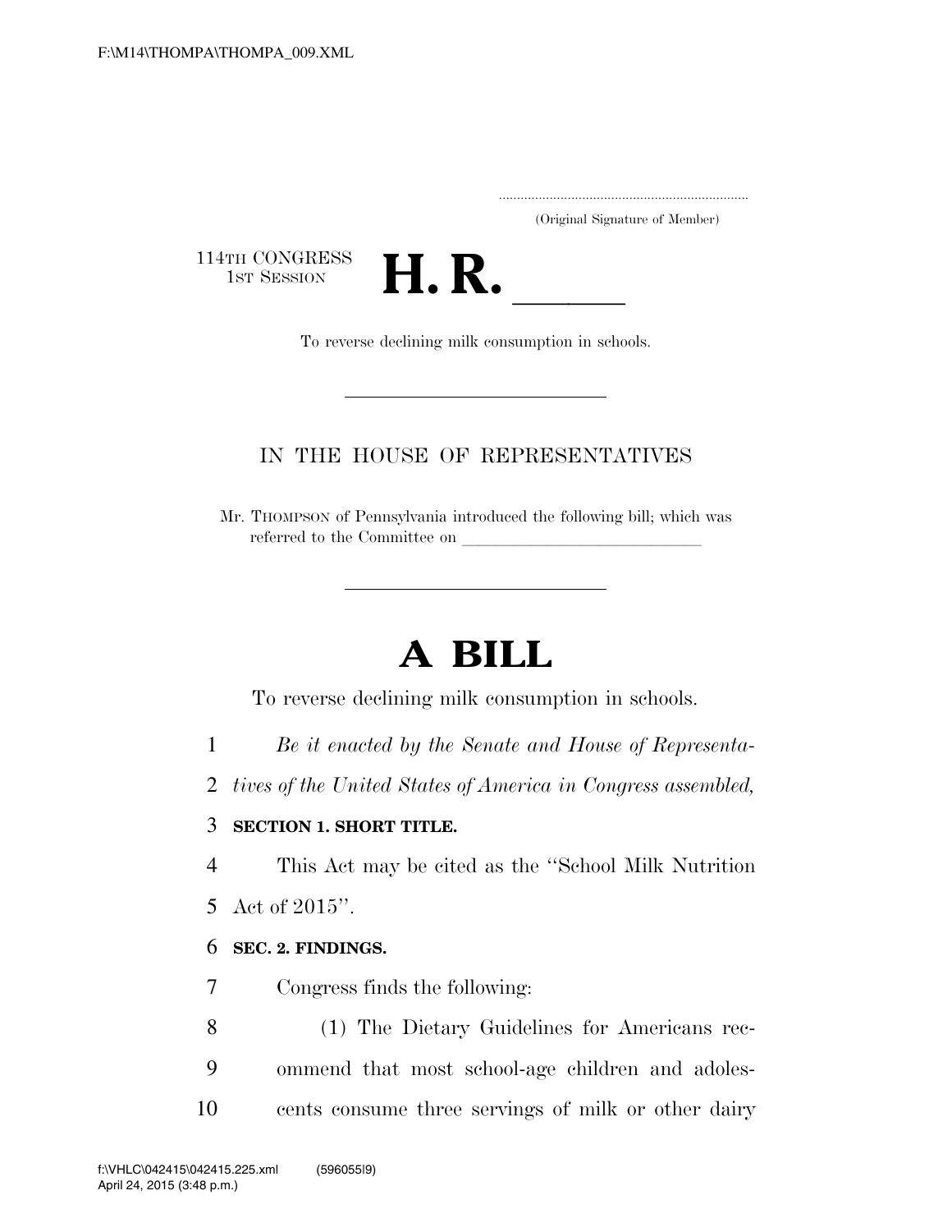(Original Signature of Member)

114TH CONGRESS
1ST SESSION

# H. R. \_\_\_\_\_

To reverse declining milk consumption in schools.

IN THE HOUSE OF REPRESENTATIVES

Mr. THOMPSON of Pennsylvania introduced the following bill; which was referred to the Committee on \_\_\_\_\_\_\_\_\_\_\_\_\_\_\_\_\_\_\_\_\_\_\_\_\_\_\_\_

# A BILL

To reverse declining milk consumption in schools.

*Be it enacted by the Senate and House of Representatives of the United States of America in Congress assembled,*

**SECTION 1. SHORT TITLE.**

This Act may be cited as the "School Milk Nutrition Act of 2015".

**SEC. 2. FINDINGS.**

Congress finds the following:

(1) The Dietary Guidelines for Americans recommend that most school-age children and adolescents consume three servings of milk or other dairy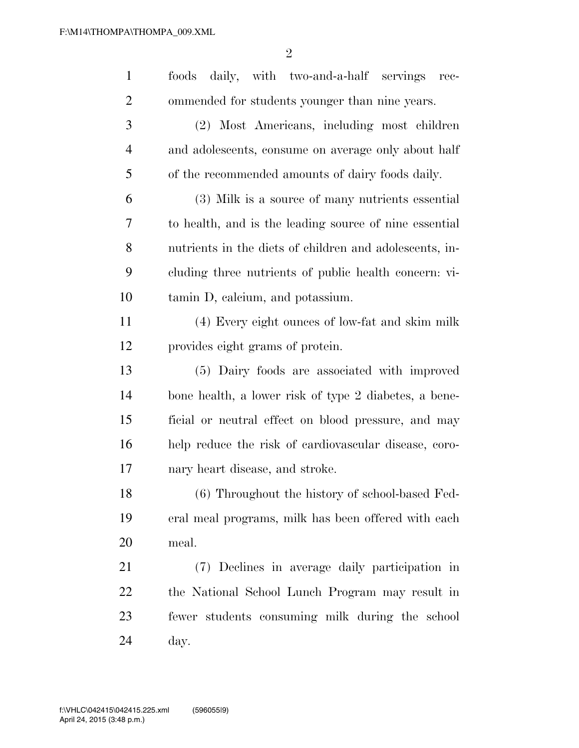foods daily, with two-and-a-half servings recommended for students younger than nine years.

(2) Most Americans, including most children and adolescents, consume on average only about half of the recommended amounts of dairy foods daily.

(3) Milk is a source of many nutrients essential to health, and is the leading source of nine essential nutrients in the diets of children and adolescents, including three nutrients of public health concern: vitamin D, calcium, and potassium.

(4) Every eight ounces of low-fat and skim milk provides eight grams of protein.

(5) Dairy foods are associated with improved bone health, a lower risk of type 2 diabetes, a beneficial or neutral effect on blood pressure, and may help reduce the risk of cardiovascular disease, coronary heart disease, and stroke.

(6) Throughout the history of school-based Federal meal programs, milk has been offered with each meal.

(7) Declines in average daily participation in the National School Lunch Program may result in fewer students consuming milk during the school day.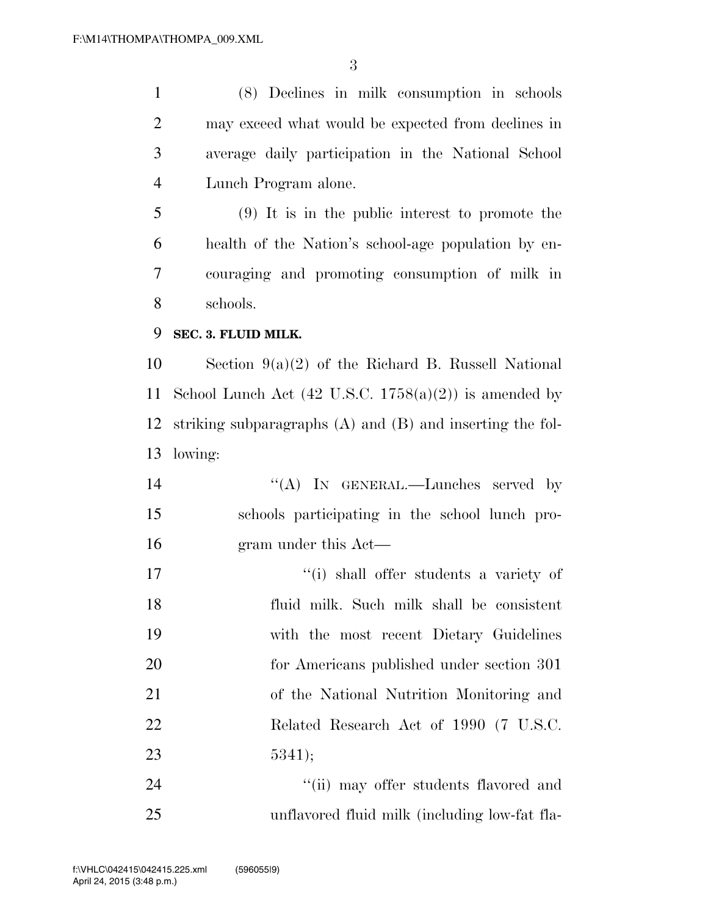(8) Declines in milk consumption in schools may exceed what would be expected from declines in average daily participation in the National School Lunch Program alone.

(9) It is in the public interest to promote the health of the Nation's school-age population by encouraging and promoting consumption of milk in schools.

**SEC. 3. FLUID MILK.**

Section 9(a)(2) of the Richard B. Russell National School Lunch Act (42 U.S.C. 1758(a)(2)) is amended by striking subparagraphs (A) and (B) and inserting the following:

"(A) IN GENERAL.—Lunches served by schools participating in the school lunch program under this Act—

"(i) shall offer students a variety of fluid milk. Such milk shall be consistent with the most recent Dietary Guidelines for Americans published under section 301 of the National Nutrition Monitoring and Related Research Act of 1990 (7 U.S.C. 5341);

"(ii) may offer students flavored and unflavored fluid milk (including low-fat fla-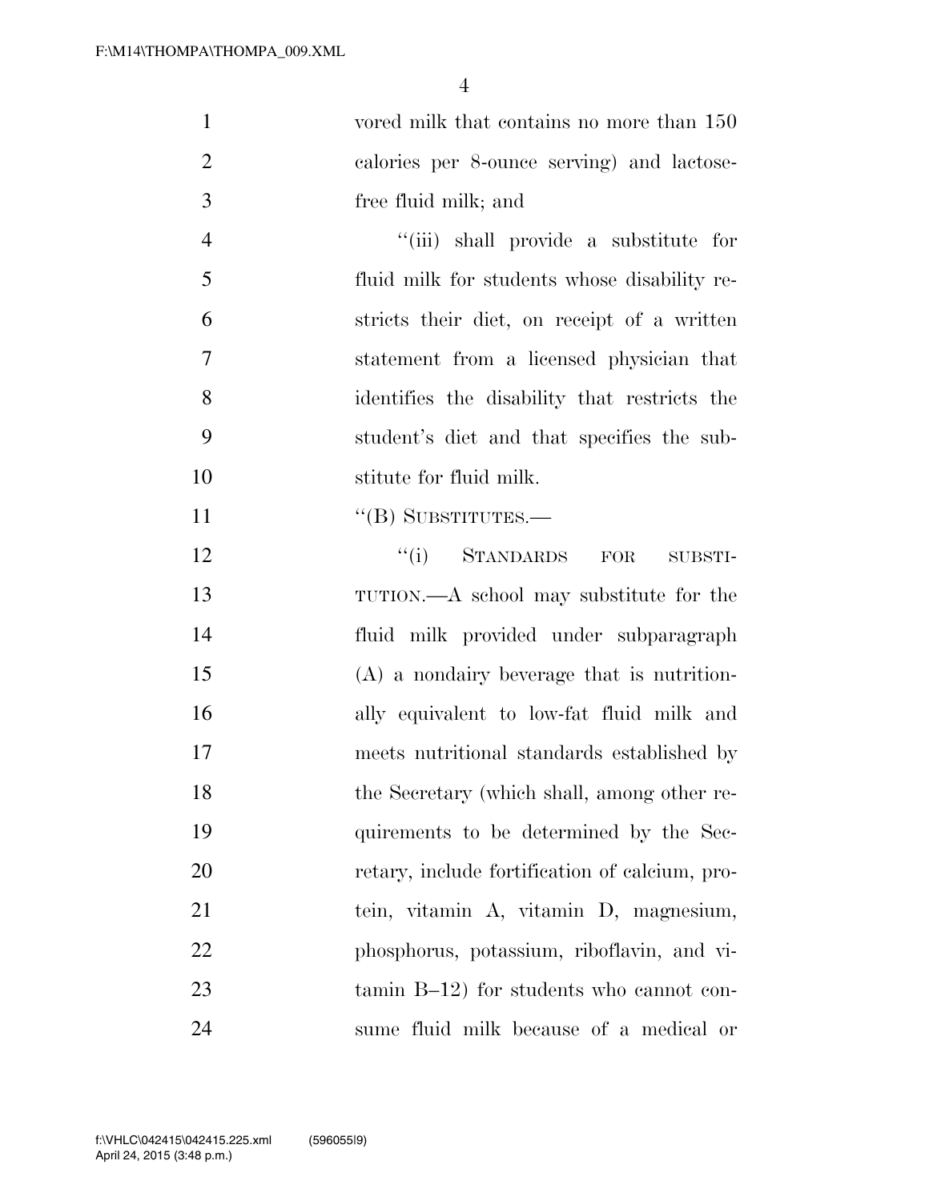vored milk that contains no more than 150 calories per 8-ounce serving) and lactose-free fluid milk; and

"(iii) shall provide a substitute for fluid milk for students whose disability restricts their diet, on receipt of a written statement from a licensed physician that identifies the disability that restricts the student's diet and that specifies the substitute for fluid milk.

"(B) SUBSTITUTES.—

"(i) STANDARDS FOR SUBSTITUTION.—A school may substitute for the fluid milk provided under subparagraph (A) a nondairy beverage that is nutritionally equivalent to low-fat fluid milk and meets nutritional standards established by the Secretary (which shall, among other requirements to be determined by the Secretary, include fortification of calcium, protein, vitamin A, vitamin D, magnesium, phosphorus, potassium, riboflavin, and vitamin B–12) for students who cannot consume fluid milk because of a medical or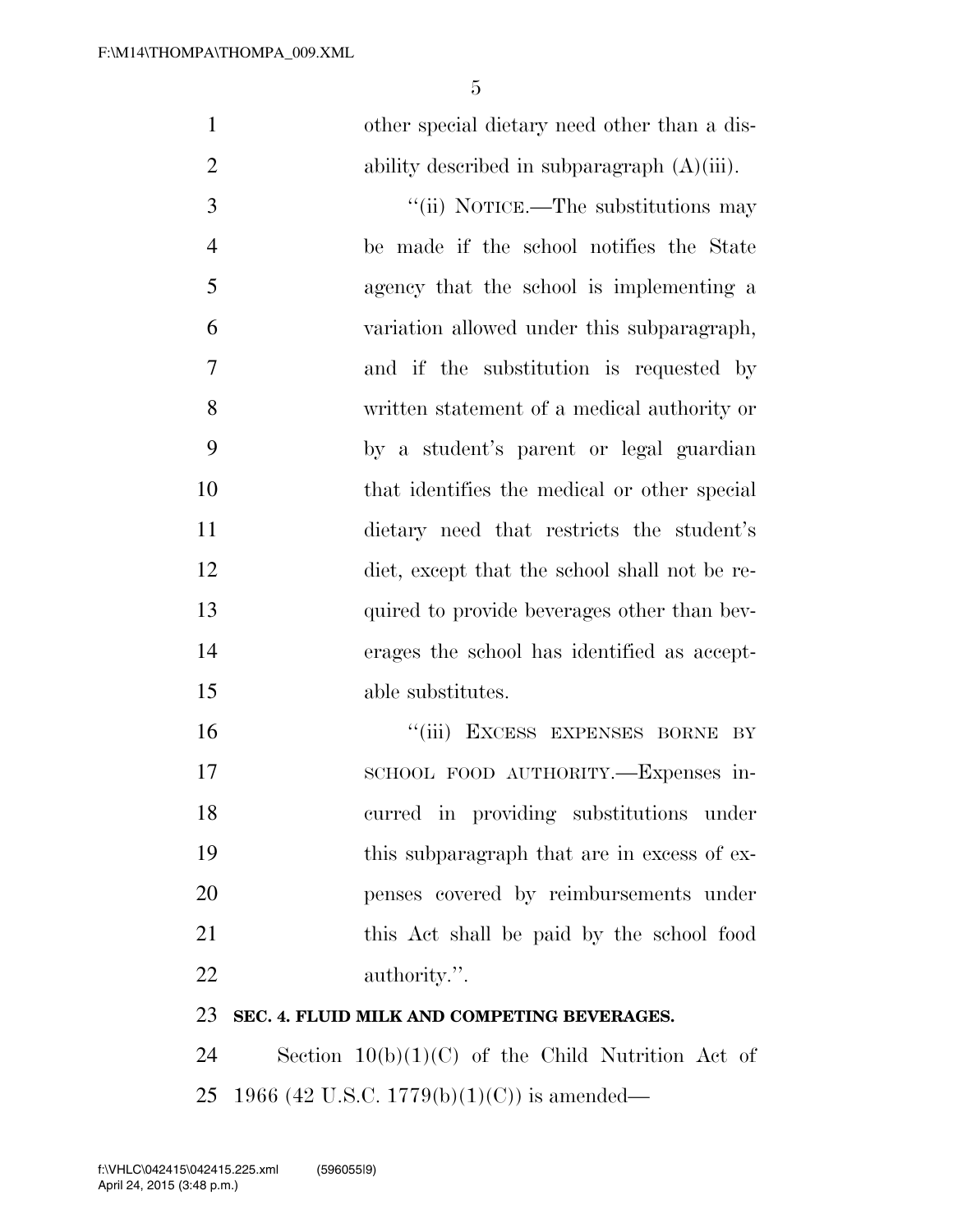other special dietary need other than a disability described in subparagraph (A)(iii).

"(ii) NOTICE.—The substitutions may be made if the school notifies the State agency that the school is implementing a variation allowed under this subparagraph, and if the substitution is requested by written statement of a medical authority or by a student's parent or legal guardian that identifies the medical or other special dietary need that restricts the student's diet, except that the school shall not be required to provide beverages other than beverages the school has identified as acceptable substitutes.

"(iii) EXCESS EXPENSES BORNE BY SCHOOL FOOD AUTHORITY.—Expenses incurred in providing substitutions under this subparagraph that are in excess of expenses covered by reimbursements under this Act shall be paid by the school food authority.".

**SEC. 4. FLUID MILK AND COMPETING BEVERAGES.**

Section 10(b)(1)(C) of the Child Nutrition Act of 1966 (42 U.S.C. 1779(b)(1)(C)) is amended—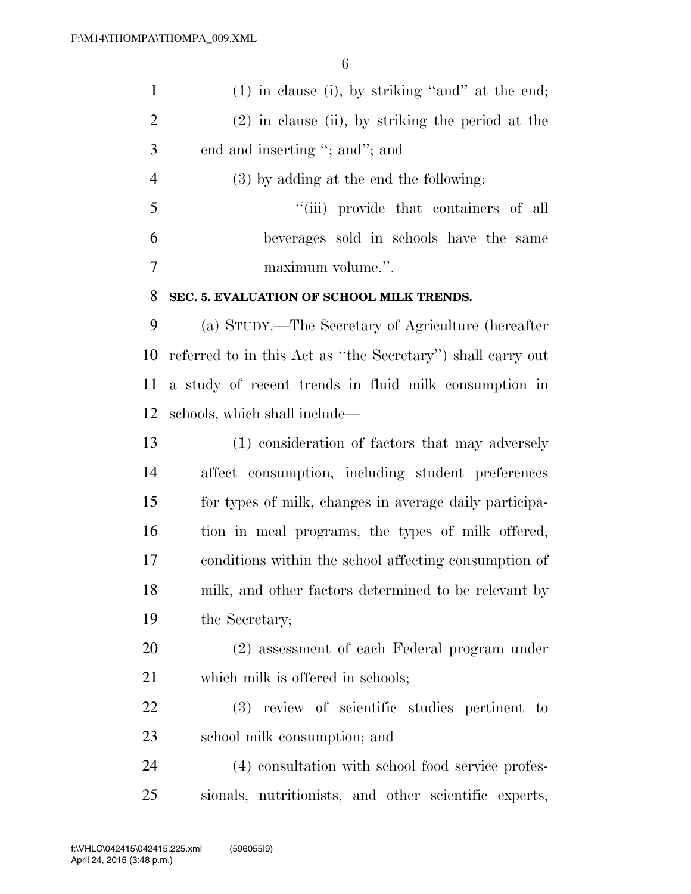(1) in clause (i), by striking "and" at the end;

(2) in clause (ii), by striking the period at the end and inserting "; and"; and

(3) by adding at the end the following:

"(iii) provide that containers of all beverages sold in schools have the same maximum volume.".

**SEC. 5. EVALUATION OF SCHOOL MILK TRENDS.**

(a) STUDY.—The Secretary of Agriculture (hereafter referred to in this Act as "the Secretary") shall carry out a study of recent trends in fluid milk consumption in schools, which shall include—

(1) consideration of factors that may adversely affect consumption, including student preferences for types of milk, changes in average daily participation in meal programs, the types of milk offered, conditions within the school affecting consumption of milk, and other factors determined to be relevant by the Secretary;

(2) assessment of each Federal program under which milk is offered in schools;

(3) review of scientific studies pertinent to school milk consumption; and

(4) consultation with school food service professionals, nutritionists, and other scientific experts,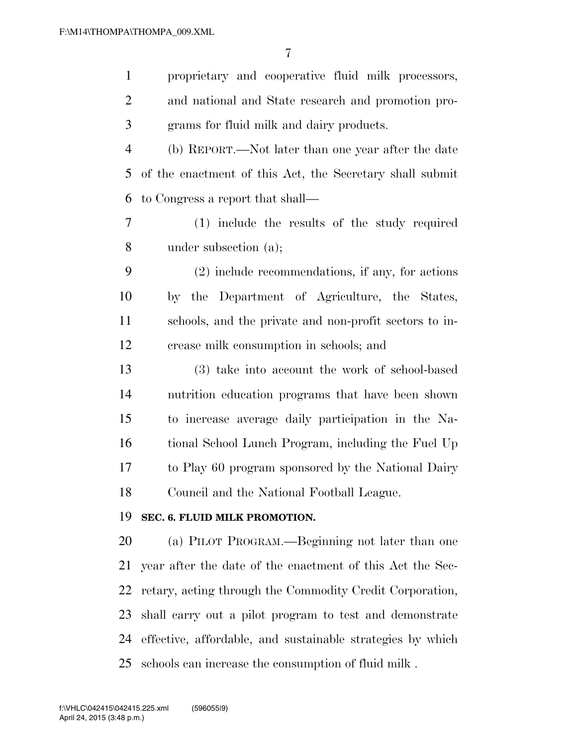proprietary and cooperative fluid milk processors, and national and State research and promotion programs for fluid milk and dairy products.

(b) REPORT.—Not later than one year after the date of the enactment of this Act, the Secretary shall submit to Congress a report that shall—

(1) include the results of the study required under subsection (a);

(2) include recommendations, if any, for actions by the Department of Agriculture, the States, schools, and the private and non-profit sectors to increase milk consumption in schools; and

(3) take into account the work of school-based nutrition education programs that have been shown to increase average daily participation in the National School Lunch Program, including the Fuel Up to Play 60 program sponsored by the National Dairy Council and the National Football League.

**SEC. 6. FLUID MILK PROMOTION.**

(a) PILOT PROGRAM.—Beginning not later than one year after the date of the enactment of this Act the Secretary, acting through the Commodity Credit Corporation, shall carry out a pilot program to test and demonstrate effective, affordable, and sustainable strategies by which schools can increase the consumption of fluid milk .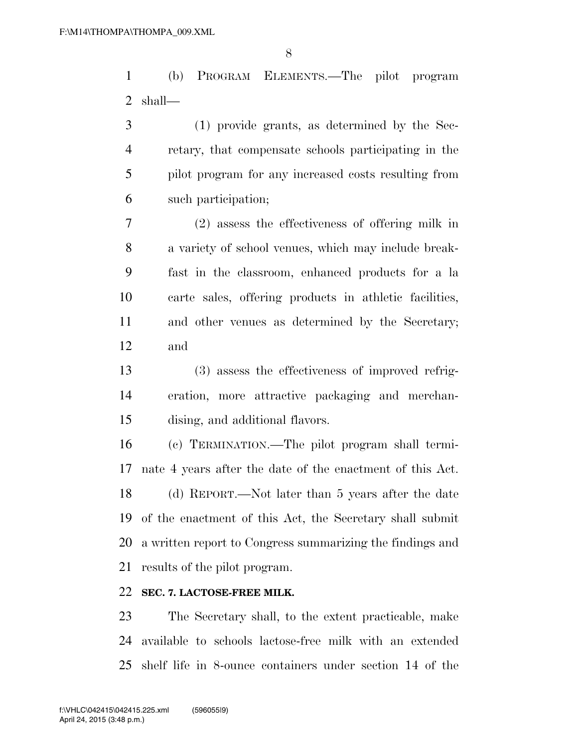(b) PROGRAM ELEMENTS.—The pilot program shall—

(1) provide grants, as determined by the Secretary, that compensate schools participating in the pilot program for any increased costs resulting from such participation;

(2) assess the effectiveness of offering milk in a variety of school venues, which may include breakfast in the classroom, enhanced products for a la carte sales, offering products in athletic facilities, and other venues as determined by the Secretary; and

(3) assess the effectiveness of improved refrigeration, more attractive packaging and merchandising, and additional flavors.

(c) TERMINATION.—The pilot program shall terminate 4 years after the date of the enactment of this Act.

(d) REPORT.—Not later than 5 years after the date of the enactment of this Act, the Secretary shall submit a written report to Congress summarizing the findings and results of the pilot program.

**SEC. 7. LACTOSE-FREE MILK.**

The Secretary shall, to the extent practicable, make available to schools lactose-free milk with an extended shelf life in 8-ounce containers under section 14 of the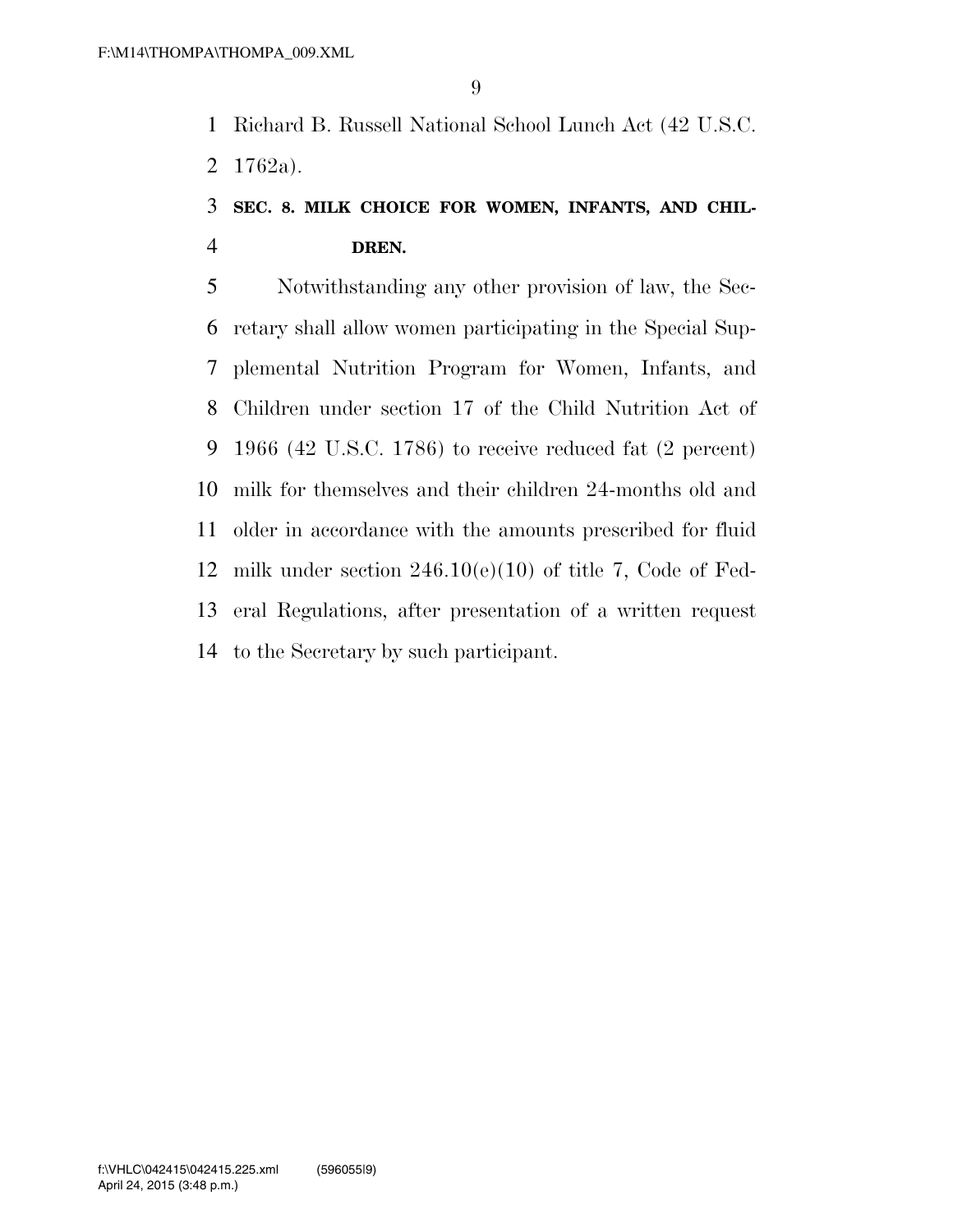Richard B. Russell National School Lunch Act (42 U.S.C. 1762a).

**SEC. 8. MILK CHOICE FOR WOMEN, INFANTS, AND CHILDREN.**

Notwithstanding any other provision of law, the Secretary shall allow women participating in the Special Supplemental Nutrition Program for Women, Infants, and Children under section 17 of the Child Nutrition Act of 1966 (42 U.S.C. 1786) to receive reduced fat (2 percent) milk for themselves and their children 24-months old and older in accordance with the amounts prescribed for fluid milk under section 246.10(e)(10) of title 7, Code of Federal Regulations, after presentation of a written request to the Secretary by such participant.